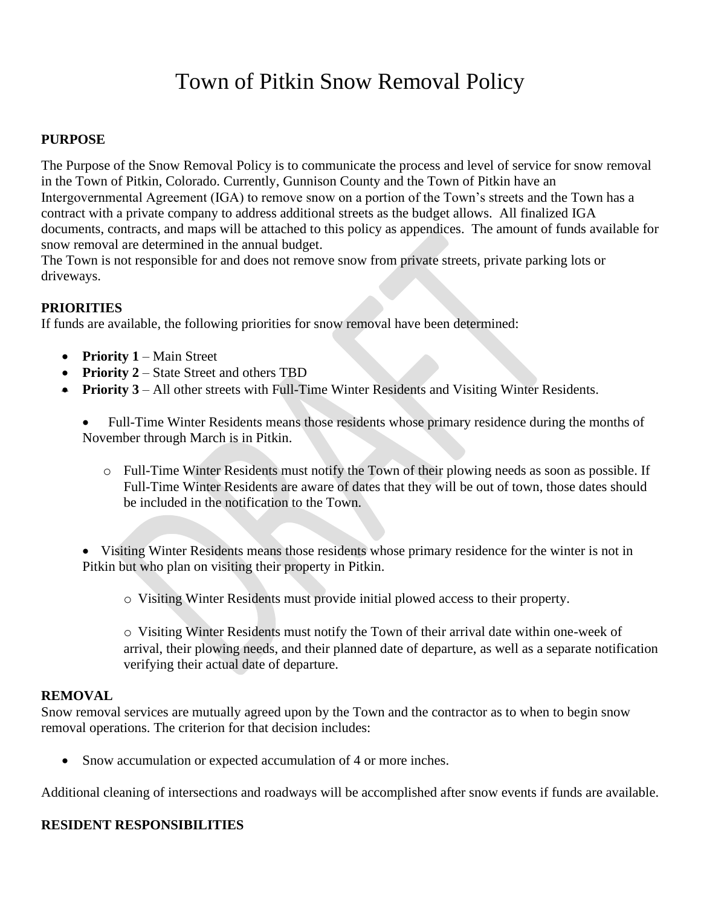# Town of Pitkin Snow Removal Policy

**PURPOSE**

The Purpose of the Snow Removal Policy is to communicate the process and level of service for snow removal in the Town of Pitkin, Colorado. Currently, Gunnison County and the Town of Pitkin have an Intergovernmental Agreement (IGA) to remove snow on a portion of the Town's streets and the Town has a contract with a private company to address additional streets as the budget allows. All finalized IGA documents, contracts, and maps will be attached to this policy as appendices. The amount of funds available for snow removal are determined in the annual budget.
The Town is not responsible for and does not remove snow from private streets, private parking lots or driveways.

**PRIORITIES**
If funds are available, the following priorities for snow removal have been determined:

- **Priority 1** – Main Street
- **Priority 2** – State Street and others TBD
- **Priority 3** – All other streets with Full-Time Winter Residents and Visiting Winter Residents.

  - Full-Time Winter Residents means those residents whose primary residence during the months of November through March is in Pitkin.

    - Full-Time Winter Residents must notify the Town of their plowing needs as soon as possible. If Full-Time Winter Residents are aware of dates that they will be out of town, those dates should be included in the notification to the Town.

  - Visiting Winter Residents means those residents whose primary residence for the winter is not in Pitkin but who plan on visiting their property in Pitkin.

    - Visiting Winter Residents must provide initial plowed access to their property.

    - Visiting Winter Residents must notify the Town of their arrival date within one-week of arrival, their plowing needs, and their planned date of departure, as well as a separate notification verifying their actual date of departure.

**REMOVAL**
Snow removal services are mutually agreed upon by the Town and the contractor as to when to begin snow removal operations. The criterion for that decision includes:

- Snow accumulation or expected accumulation of 4 or more inches.

Additional cleaning of intersections and roadways will be accomplished after snow events if funds are available.

**RESIDENT RESPONSIBILITIES**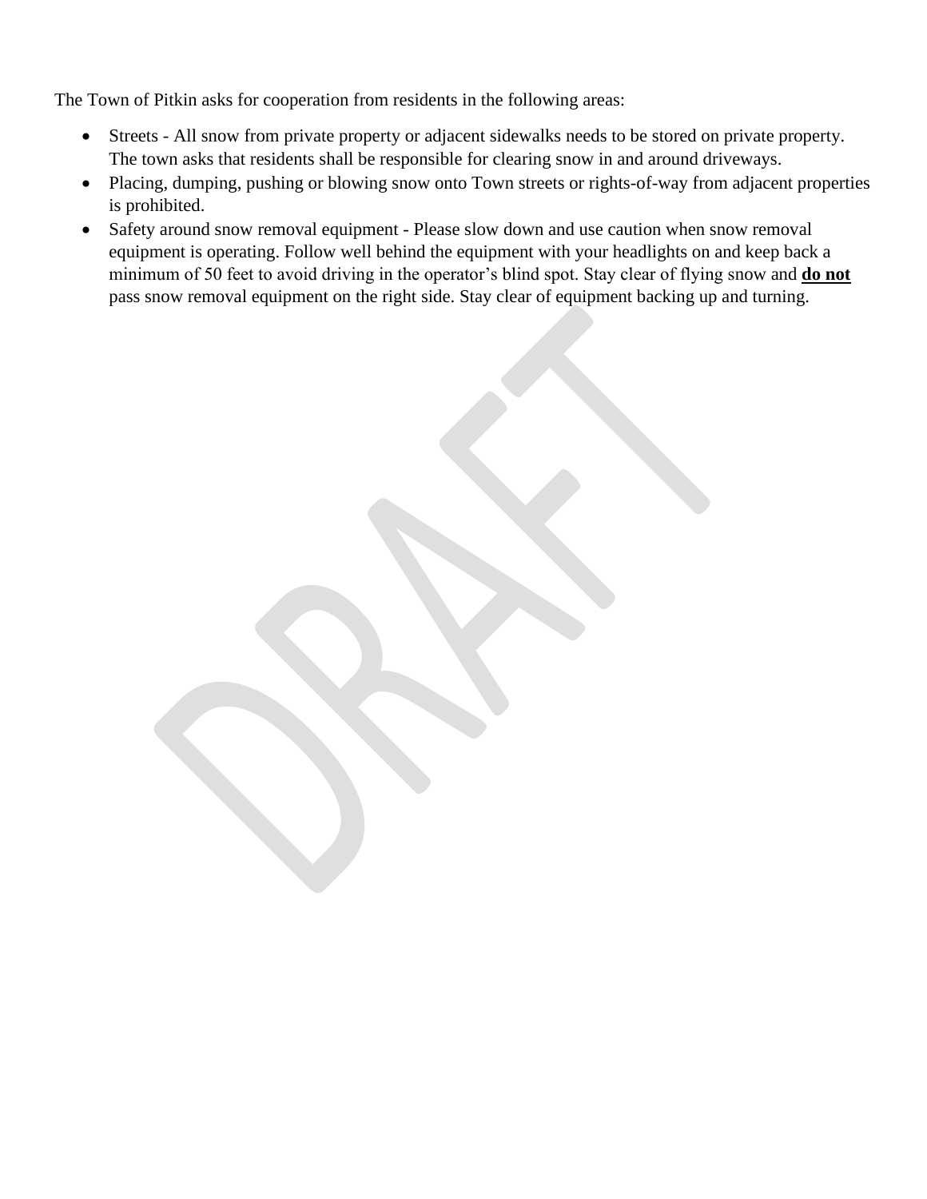The Town of Pitkin asks for cooperation from residents in the following areas:

- Streets - All snow from private property or adjacent sidewalks needs to be stored on private property. The town asks that residents shall be responsible for clearing snow in and around driveways.
- Placing, dumping, pushing or blowing snow onto Town streets or rights-of-way from adjacent properties is prohibited.
- Safety around snow removal equipment - Please slow down and use caution when snow removal equipment is operating. Follow well behind the equipment with your headlights on and keep back a minimum of 50 feet to avoid driving in the operator's blind spot. Stay clear of flying snow and **<u>do not</u>** pass snow removal equipment on the right side. Stay clear of equipment backing up and turning.